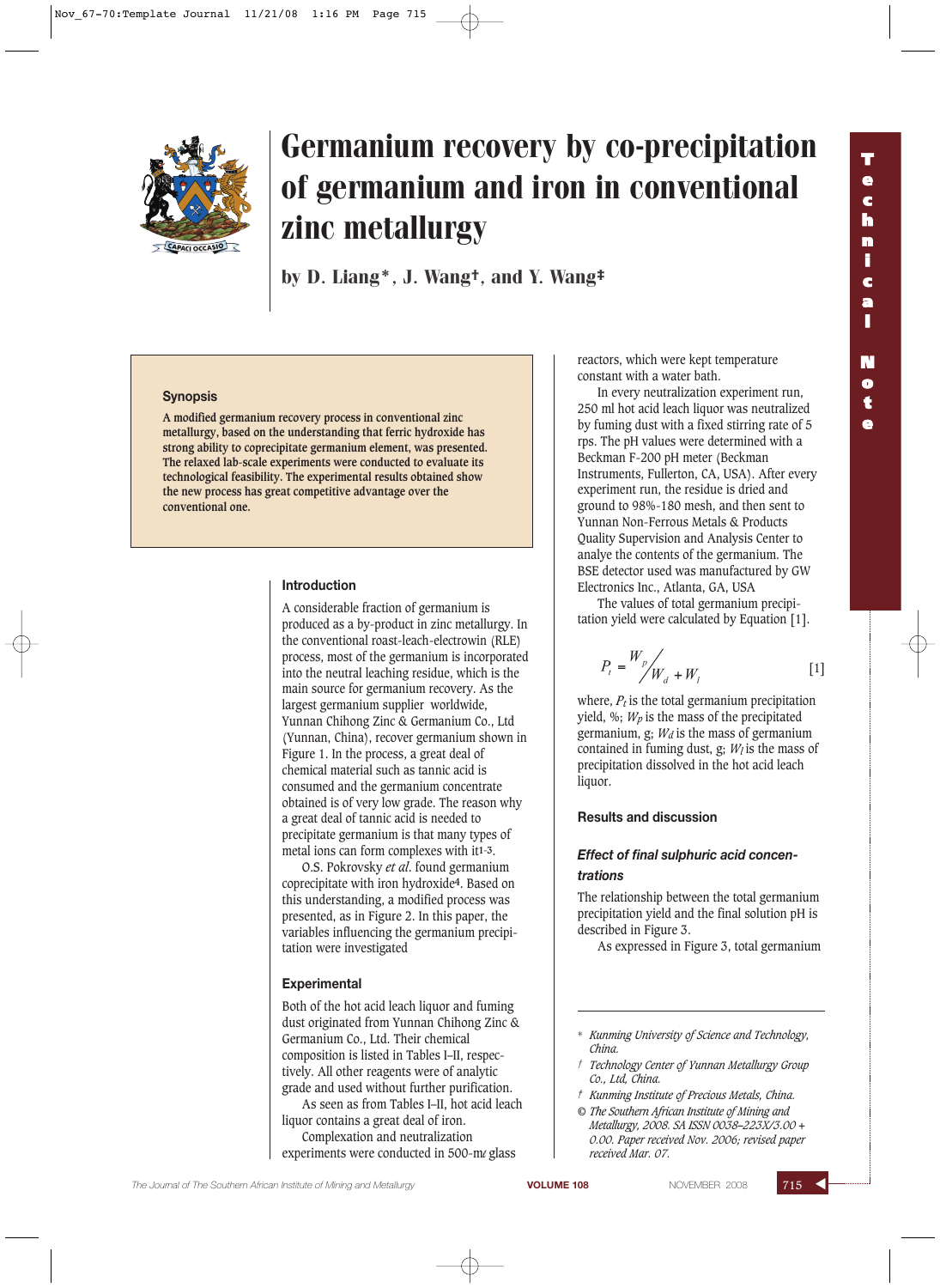# Germanium recovery by co-precipitation of germanium and iron in conventional zinc metallurgy

by D. Liang*, J. Wang†, and Y. Wang‡

## Synopsis

A modified germanium recovery process in conventional zinc metallurgy, based on the understanding that ferric hydroxide has strong ability to coprecipitate germanium element, was presented. The relaxed lab-scale experiments were conducted to evaluate its technological feasibility. The experimental results obtained show the new process has great competitive advantage over the conventional one.

## Introduction

A considerable fraction of germanium is produced as a by-product in zinc metallurgy. In the conventional roast-leach-electrowin (RLE) process, most of the germanium is incorporated into the neutral leaching residue, which is the main source for germanium recovery. As the largest germanium supplier worldwide, Yunnan Chihong Zinc & Germanium Co., Ltd (Yunnan, China), recover germanium shown in Figure 1. In the process, a great deal of chemical material such as tannic acid is consumed and the germanium concentrate obtained is of very low grade. The reason why a great deal of tannic acid is needed to precipitate germanium is that many types of metal ions can form complexes with it[1-3].

O.S. Pokrovsky *et al.* found germanium coprecipitate with iron hydroxide[4]. Based on this understanding, a modified process was presented, as in Figure 2. In this paper, the variables influencing the germanium precipitation were investigated

## Experimental

Both of the hot acid leach liquor and fuming dust originated from Yunnan Chihong Zinc & Germanium Co., Ltd. Their chemical composition is listed in Tables I–II, respectively. All other reagents were of analytic grade and used without further purification.

As seen as from Tables I–II, hot acid leach liquor contains a great deal of iron.

Complexation and neutralization experiments were conducted in 500-mℓ glass reactors, which were kept temperature constant with a water bath.

In every neutralization experiment run, 250 ml hot acid leach liquor was neutralized by fuming dust with a fixed stirring rate of 5 rps. The pH values were determined with a Beckman F-200 pH meter (Beckman Instruments, Fullerton, CA, USA). After every experiment run, the residue is dried and ground to 98%-180 mesh, and then sent to Yunnan Non-Ferrous Metals & Products Quality Supervision and Analysis Center to analyze the contents of the germanium. The BSE detector used was manufactured by GW Electronics Inc., Atlanta, GA, USA

The values of total germanium precipitation yield were calculated by Equation [1].

$$P_t = \frac{W_p}{W_d + W_l} \qquad [1]$$

where, $P_t$ is the total germanium precipitation yield, %; $W_p$ is the mass of the precipitated germanium, g; $W_d$ is the mass of germanium contained in fuming dust, g; $W_l$ is the mass of precipitation dissolved in the hot acid leach liquor.

## Results and discussion

### *Effect of final sulphuric acid concentrations*

The relationship between the total germanium precipitation yield and the final solution pH is described in Figure 3.

As expressed in Figure 3, total germanium

---

\* *Kunming University of Science and Technology, China.*

† *Technology Center of Yunnan Metallurgy Group Co., Ltd, China.*

‡ *Kunming Institute of Precious Metals, China.*

© *The Southern African Institute of Mining and Metallurgy, 2008. SA ISSN 0038–223X/3.00 + 0.00. Paper received Nov. 2006; revised paper received Mar. 07.*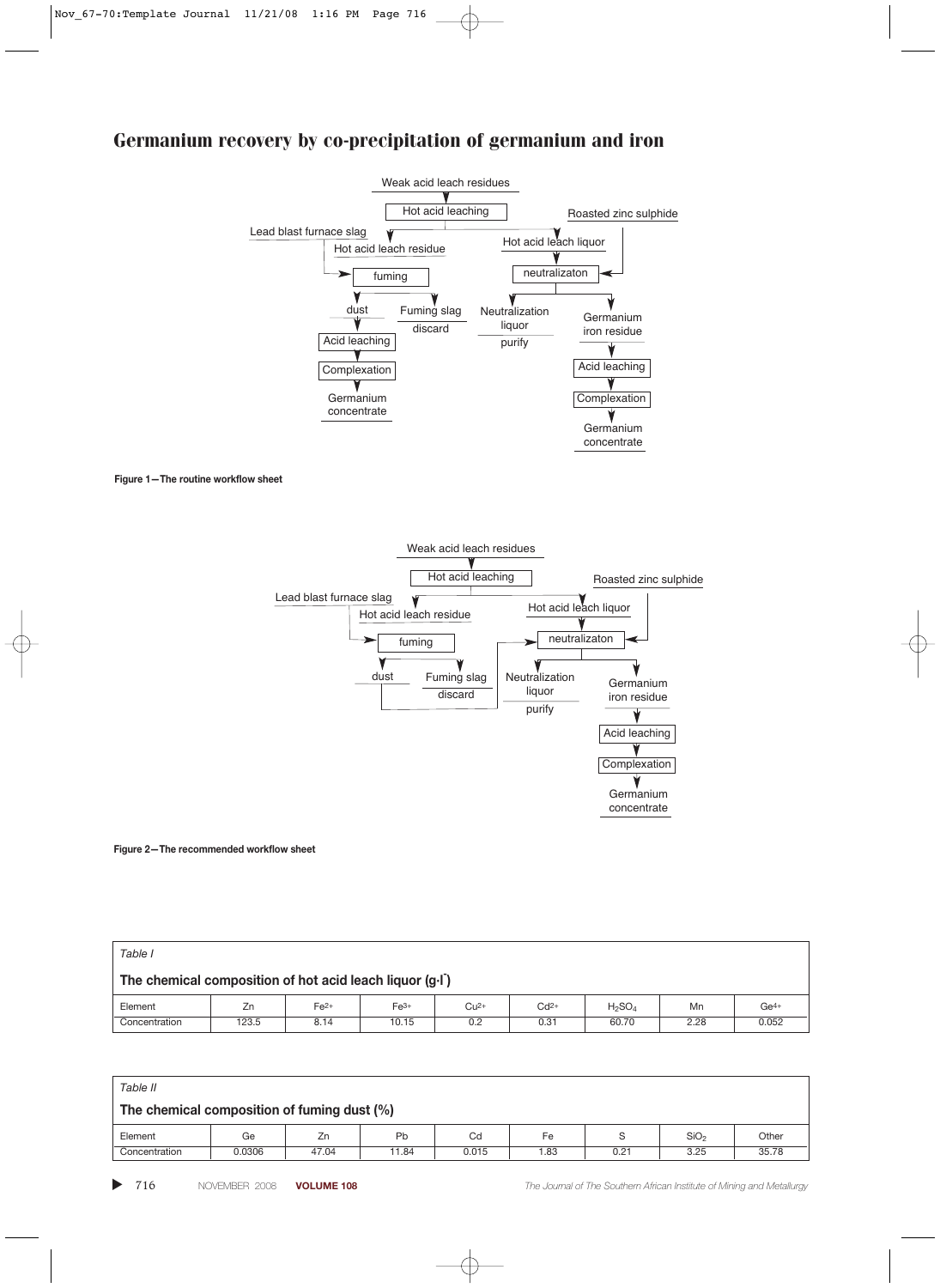# Germanium recovery by co-precipitation of germanium and iron

Figure 1—The routine workflow sheet

Figure 2—The recommended workflow sheet

| *Table I* | | | | | | | | |
|---|---|---|---|---|---|---|---|---|
| **The chemical composition of hot acid leach liquor (g·l⁻¹)** | | | | | | | | |
| Element | Zn | $Fe^{2+}$ | $Fe^{3+}$ | $Cu^{2+}$ | $Cd^{2+}$ | $H_2SO_4$ | Mn | $Ge^{4+}$ |
| Concentration | 123.5 | 8.14 | 10.15 | 0.2 | 0.31 | 60.70 | 2.28 | 0.052 |

| *Table II* | | | | | | | | |
|---|---|---|---|---|---|---|---|---|
| **The chemical composition of fuming dust (%)** | | | | | | | | |
| Element | Ge | Zn | Pb | Cd | Fe | S | $SiO_2$ | Other |
| Concentration | 0.0306 | 47.04 | 11.84 | 0.015 | 1.83 | 0.21 | 3.25 | 35.78 |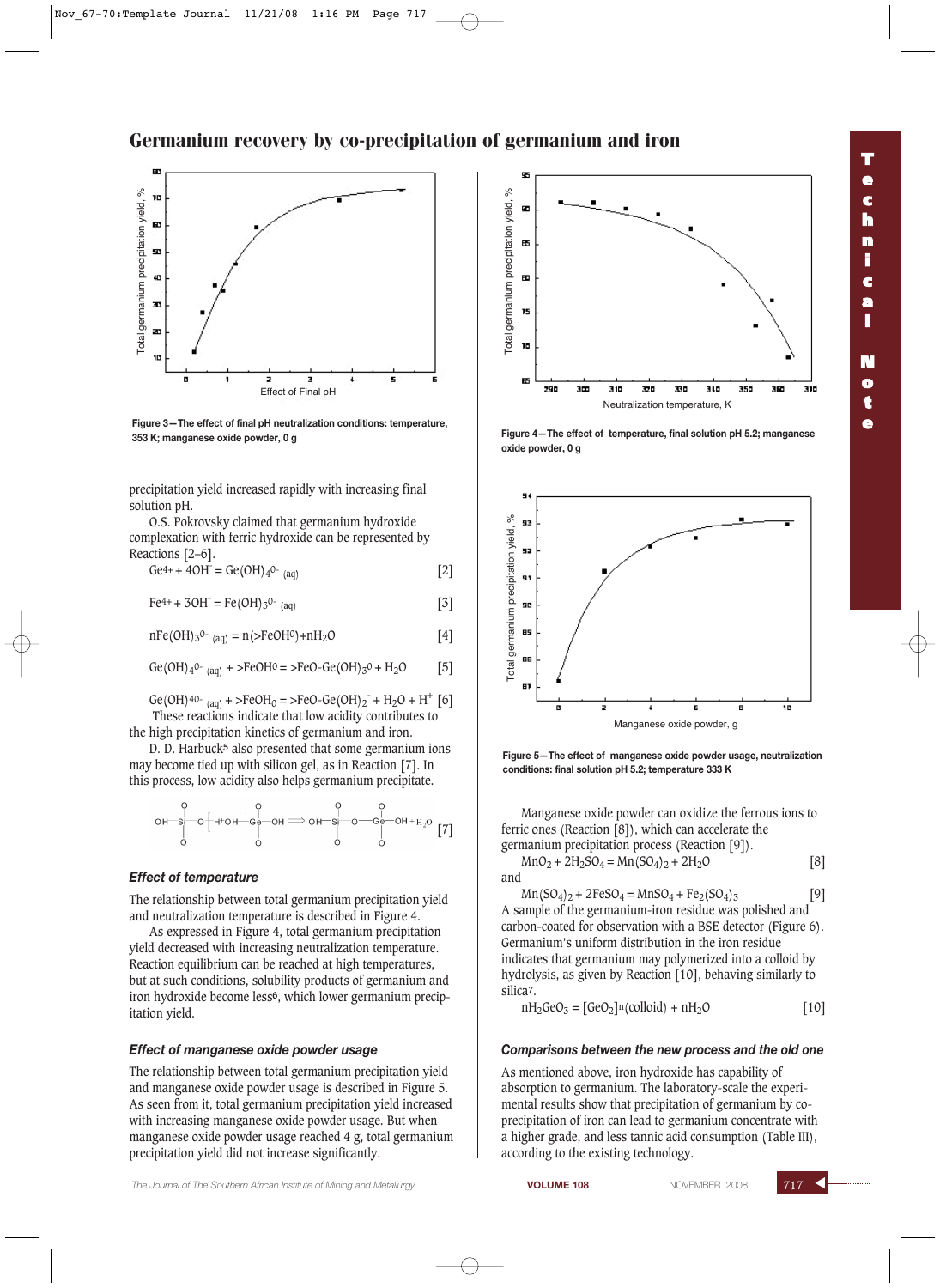## Germanium recovery by co-precipitation of germanium and iron

Figure 3—The effect of final pH neutralization conditions: temperature, 353 K; manganese oxide powder, 0 g

Figure 4—The effect of temperature, final solution pH 5.2; manganese oxide powder, 0 g

Figure 5—The effect of manganese oxide powder usage, neutralization conditions: final solution pH 5.2; temperature 333 K

precipitation yield increased rapidly with increasing final solution pH.

O.S. Pokrovsky claimed that germanium hydroxide complexation with ferric hydroxide can be represented by Reactions [2–6].

$$Ge^{4+} + 4OH^- = Ge(OH)_4{}^{0-}{}_{(aq)} \quad [2]$$

$$Fe^{4+} + 3OH^- = Fe(OH)_3{}^{0-}{}_{(aq)} \quad [3]$$

$$nFe(OH)_3{}^{0-}{}_{(aq)} = n(>FeOH^0) + nH_2O \quad [4]$$

$$Ge(OH)_4{}^{0-}{}_{(aq)} + >FeOH^0 = >FeO\text{-}Ge(OH)_3{}^0 + H_2O \quad [5]$$

$$Ge(OH)_4{}^{0-}{}_{(aq)} + >FeOH_0 = >FeO\text{-}Ge(OH)_2{}^- + H_2O + H^+ \quad [6]$$

These reactions indicate that low acidity contributes to the high precipitation kinetics of germanium and iron.

D. D. Harbuck[5] also presented that some germanium ions may become tied up with silicon gel, as in Reaction [7]. In this process, low acidity also helps germanium precipitate.

$$OH\text{-}Si(O)(O)\text{-}O \; H^+OH\text{-}Ge(O)(O)\text{-}OH \Longrightarrow OH\text{-}Si(O)(O)\text{-}O\text{-}Ge(O)(O)\text{-}OH + H_2O \quad [7]$$

### *Effect of temperature*

The relationship between total germanium precipitation yield and neutralization temperature is described in Figure 4.

As expressed in Figure 4, total germanium precipitation yield decreased with increasing neutralization temperature. Reaction equilibrium can be reached at high temperatures, but at such conditions, solubility products of germanium and iron hydroxide become less[6], which lower germanium precipitation yield.

### *Effect of manganese oxide powder usage*

The relationship between total germanium precipitation yield and manganese oxide powder usage is described in Figure 5. As seen from it, total germanium precipitation yield increased with increasing manganese oxide powder usage. But when manganese oxide powder usage reached 4 g, total germanium precipitation yield did not increase significantly.

Manganese oxide powder can oxidize the ferrous ions to ferric ones (Reaction [8]), which can accelerate the germanium precipitation process (Reaction [9]).

$$MnO_2 + 2H_2SO_4 = Mn(SO_4)_2 + 2H_2O \quad [8]$$

and

$$Mn(SO_4)_2 + 2FeSO_4 = MnSO_4 + Fe_2(SO_4)_3 \quad [9]$$

A sample of the germanium-iron residue was polished and carbon-coated for observation with a BSE detector (Figure 6). Germanium's uniform distribution in the iron residue indicates that germanium may polymerized into a colloid by hydrolysis, as given by Reaction [10], behaving similarly to silica[7].

$$nH_2GeO_3 = [GeO_2]^n(\text{colloid}) + nH_2O \quad [10]$$

### *Comparisons between the new process and the old one*

As mentioned above, iron hydroxide has capability of absorption to germanium. The laboratory-scale the experimental results show that precipitation of germanium by co-precipitation of iron can lead to germanium concentrate with a higher grade, and less tannic acid consumption (Table III), according to the existing technology.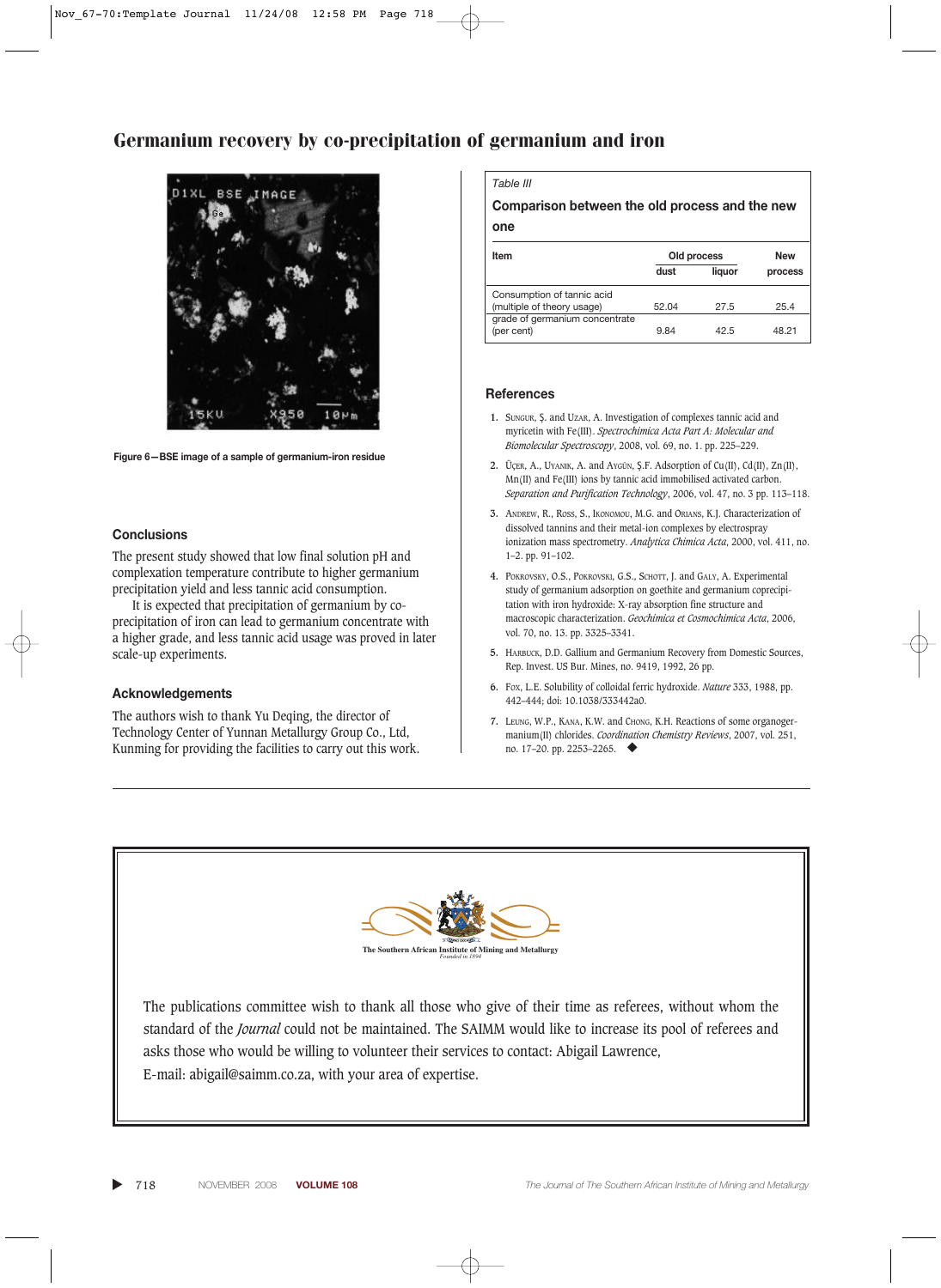Figure 6—BSE image of a sample of germanium-iron residue

## Conclusions

The present study showed that low final solution pH and complexation temperature contribute to higher germanium precipitation yield and less tannic acid consumption.

It is expected that precipitation of germanium by co-precipitation of iron can lead to germanium concentrate with a higher grade, and less tannic acid usage was proved in later scale-up experiments.

## Acknowledgements

The authors wish to thank Yu Deqing, the director of Technology Center of Yunnan Metallurgy Group Co., Ltd, Kunming for providing the facilities to carry out this work.

*Table III*

**Comparison between the old process and the new one**

| Item | Old process | | New |
|---|---|---|---|
| | dust | liquor | process |
| Consumption of tannic acid (multiple of theory usage) | 52.04 | 27.5 | 25.4 |
| grade of germanium concentrate (per cent) | 9.84 | 42.5 | 48.21 |

## References

1. SUNGUR, Ş. and UZAR, A. Investigation of complexes tannic acid and myricetin with Fe(III). *Spectrochimica Acta Part A: Molecular and Biomolecular Spectroscopy*, 2008, vol. 69, no. 1. pp. 225–229.
2. ÜÇER, A., UYANIK, A. and AYGÜN, Ş.F. Adsorption of Cu(II), Cd(II), Zn(II), Mn(II) and Fe(III) ions by tannic acid immobilised activated carbon. *Separation and Purification Technology*, 2006, vol. 47, no. 3 pp. 113–118.
3. ANDREW, R., ROSS, S., IKONOMOU, M.G. and ORIANS, K.J. Characterization of dissolved tannins and their metal-ion complexes by electrospray ionization mass spectrometry. *Analytica Chimica Acta*, 2000, vol. 411, no. 1–2. pp. 91–102.
4. POKROVSKY, O.S., POKROVSKI, G.S., SCHOTT, J. and GALY, A. Experimental study of germanium adsorption on goethite and germanium coprecipitation with iron hydroxide: X-ray absorption fine structure and macroscopic characterization. *Geochimica et Cosmochimica Acta*, 2006, vol. 70, no. 13. pp. 3325–3341.
5. HARBUCK, D.D. Gallium and Germanium Recovery from Domestic Sources, Rep. Invest. US Bur. Mines, no. 9419, 1992, 26 pp.
6. FOX, L.E. Solubility of colloidal ferric hydroxide. *Nature* 333, 1988, pp. 442–444; doi: 10.1038/333442a0.
7. LEUNG, W.P., KANA, K.W. and CHONG, K.H. Reactions of some organogermanium(II) chlorides. *Coordination Chemistry Reviews*, 2007, vol. 251, no. 17–20. pp. 2253–2265. ◆

The Southern African Institute of Mining and Metallurgy
*Founded in 1894*

The publications committee wish to thank all those who give of their time as referees, without whom the standard of the *Journal* could not be maintained. The SAIMM would like to increase its pool of referees and asks those who would be willing to volunteer their services to contact: Abigail Lawrence, E-mail: abigail@saimm.co.za, with your area of expertise.